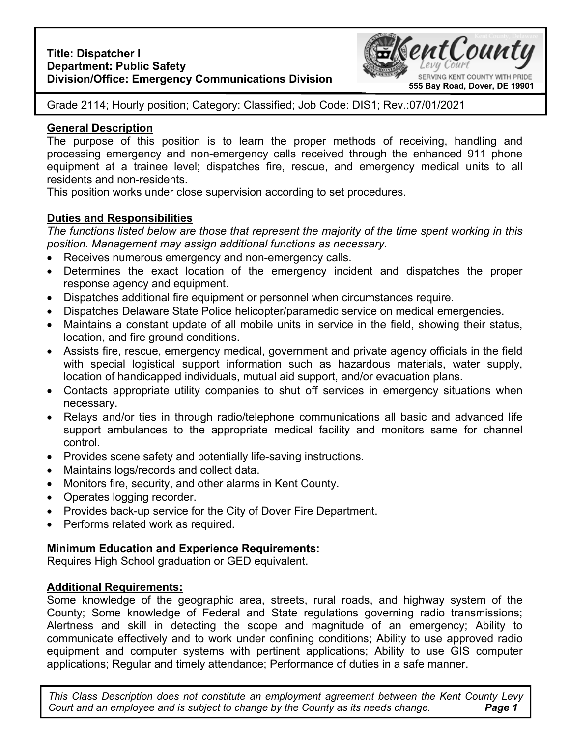**Title: Dispatcher I**
**Department: Public Safety**
**Division/Office: Emergency Communications Division**

Kent County Levy Court
SERVING KENT COUNTY WITH PRIDE
**555 Bay Road, Dover, DE 19901**

Grade 2114; Hourly position; Category: Classified; Job Code: DIS1; Rev.:07/01/2021

## General Description

The purpose of this position is to learn the proper methods of receiving, handling and processing emergency and non-emergency calls received through the enhanced 911 phone equipment at a trainee level; dispatches fire, rescue, and emergency medical units to all residents and non-residents.

This position works under close supervision according to set procedures.

## Duties and Responsibilities

*The functions listed below are those that represent the majority of the time spent working in this position. Management may assign additional functions as necessary.*

- Receives numerous emergency and non-emergency calls.
- Determines the exact location of the emergency incident and dispatches the proper response agency and equipment.
- Dispatches additional fire equipment or personnel when circumstances require.
- Dispatches Delaware State Police helicopter/paramedic service on medical emergencies.
- Maintains a constant update of all mobile units in service in the field, showing their status, location, and fire ground conditions.
- Assists fire, rescue, emergency medical, government and private agency officials in the field with special logistical support information such as hazardous materials, water supply, location of handicapped individuals, mutual aid support, and/or evacuation plans.
- Contacts appropriate utility companies to shut off services in emergency situations when necessary.
- Relays and/or ties in through radio/telephone communications all basic and advanced life support ambulances to the appropriate medical facility and monitors same for channel control.
- Provides scene safety and potentially life-saving instructions.
- Maintains logs/records and collect data.
- Monitors fire, security, and other alarms in Kent County.
- Operates logging recorder.
- Provides back-up service for the City of Dover Fire Department.
- Performs related work as required.

## Minimum Education and Experience Requirements:

Requires High School graduation or GED equivalent.

## Additional Requirements:

Some knowledge of the geographic area, streets, rural roads, and highway system of the County; Some knowledge of Federal and State regulations governing radio transmissions; Alertness and skill in detecting the scope and magnitude of an emergency; Ability to communicate effectively and to work under confining conditions; Ability to use approved radio equipment and computer systems with pertinent applications; Ability to use GIS computer applications; Regular and timely attendance; Performance of duties in a safe manner.

*This Class Description does not constitute an employment agreement between the Kent County Levy Court and an employee and is subject to change by the County as its needs change.*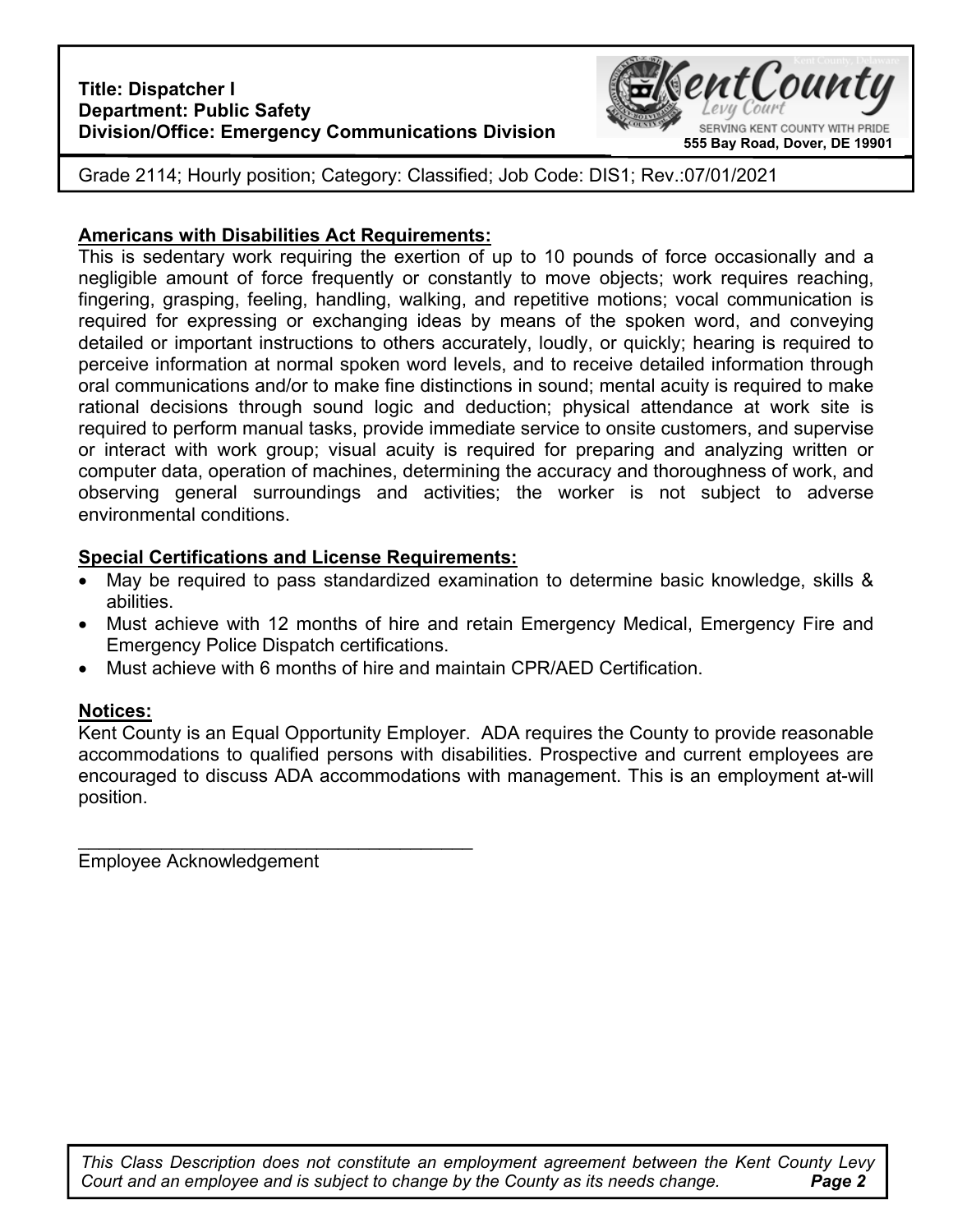**Title: Dispatcher I**
**Department: Public Safety**
**Division/Office: Emergency Communications Division**

**555 Bay Road, Dover, DE 19901**

Grade 2114; Hourly position; Category: Classified; Job Code: DIS1; Rev.:07/01/2021

**Americans with Disabilities Act Requirements:**

This is sedentary work requiring the exertion of up to 10 pounds of force occasionally and a negligible amount of force frequently or constantly to move objects; work requires reaching, fingering, grasping, feeling, handling, walking, and repetitive motions; vocal communication is required for expressing or exchanging ideas by means of the spoken word, and conveying detailed or important instructions to others accurately, loudly, or quickly; hearing is required to perceive information at normal spoken word levels, and to receive detailed information through oral communications and/or to make fine distinctions in sound; mental acuity is required to make rational decisions through sound logic and deduction; physical attendance at work site is required to perform manual tasks, provide immediate service to onsite customers, and supervise or interact with work group; visual acuity is required for preparing and analyzing written or computer data, operation of machines, determining the accuracy and thoroughness of work, and observing general surroundings and activities; the worker is not subject to adverse environmental conditions.

**Special Certifications and License Requirements:**

- May be required to pass standardized examination to determine basic knowledge, skills & abilities.
- Must achieve with 12 months of hire and retain Emergency Medical, Emergency Fire and Emergency Police Dispatch certifications.
- Must achieve with 6 months of hire and maintain CPR/AED Certification.

**Notices:**

Kent County is an Equal Opportunity Employer. ADA requires the County to provide reasonable accommodations to qualified persons with disabilities. Prospective and current employees are encouraged to discuss ADA accommodations with management. This is an employment at-will position.

\_\_\_\_\_\_\_\_\_\_\_\_\_\_\_\_\_\_\_\_\_\_\_\_\_\_\_\_\_\_\_\_\_\_\_\_\_\_\_\_
Employee Acknowledgement

*This Class Description does not constitute an employment agreement between the Kent County Levy Court and an employee and is subject to change by the County as its needs change.*